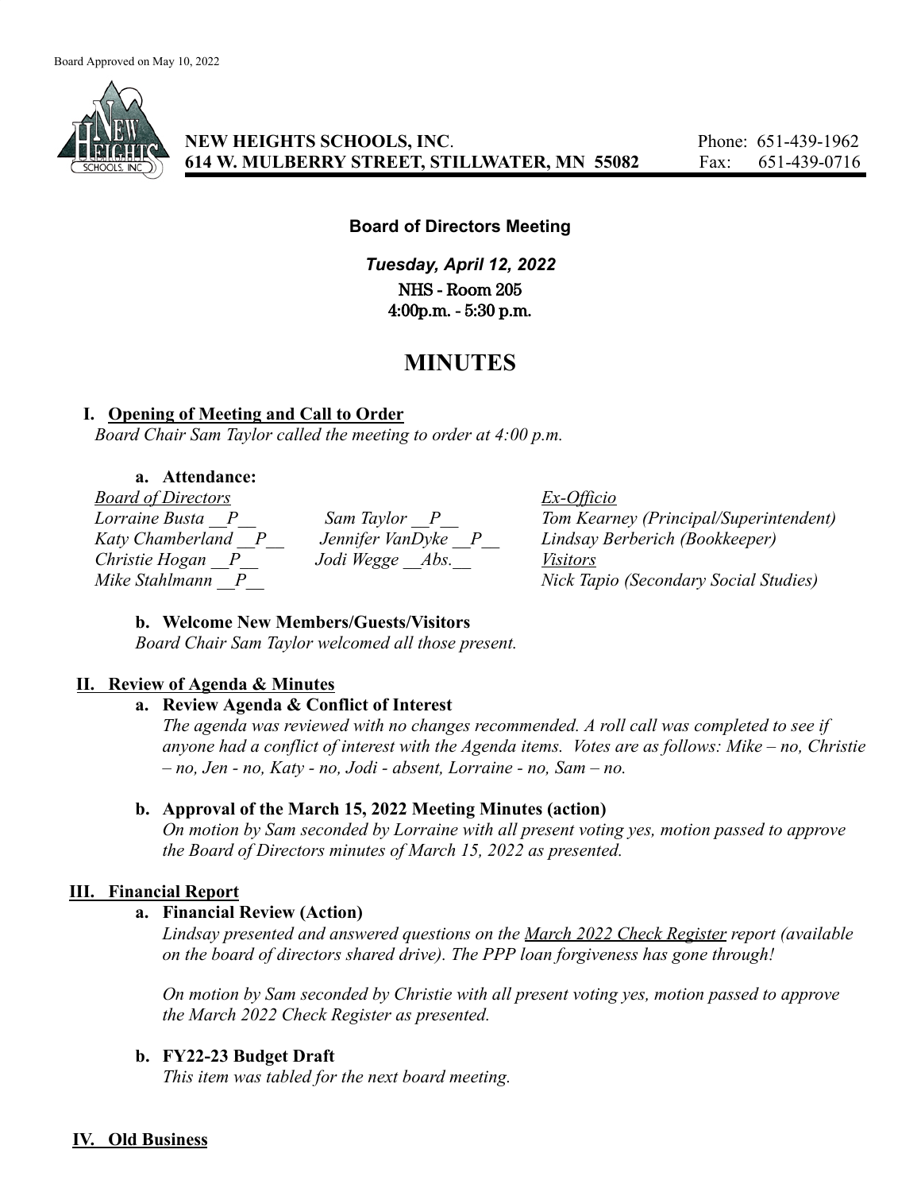Board Approved on May 10, 2022

**NEW HEIGHTS SCHOOLS, INC.**
**614 W. MULBERRY STREET, STILLWATER, MN 55082**

Phone: 651-439-1962
Fax: 651-439-0716

**Board of Directors Meeting**

***Tuesday, April 12, 2022***
**NHS - Room 205**
**4:00p.m. - 5:30 p.m.**

# MINUTES

## I. Opening of Meeting and Call to Order

*Board Chair Sam Taylor called the meeting to order at 4:00 p.m.*

### a. Attendance:

| *Board of Directors* | | *Ex-Officio* |
|---|---|---|
| *Lorraine Busta __P__* | *Sam Taylor __P__* | *Tom Kearney (Principal/Superintendent)* |
| *Katy Chamberland __P__* | *Jennifer VanDyke __P__* | *Lindsay Berberich (Bookkeeper)* |
| *Christie Hogan __P__* | *Jodi Wegge __Abs.__* | *Visitors* |
| *Mike Stahlmann __P__* | | *Nick Tapio (Secondary Social Studies)* |

### b. Welcome New Members/Guests/Visitors

*Board Chair Sam Taylor welcomed all those present.*

## II. Review of Agenda & Minutes

### a. Review Agenda & Conflict of Interest

*The agenda was reviewed with no changes recommended. A roll call was completed to see if anyone had a conflict of interest with the Agenda items. Votes are as follows: Mike – no, Christie – no, Jen - no, Katy - no, Jodi - absent, Lorraine - no, Sam – no.*

### b. Approval of the March 15, 2022 Meeting Minutes (action)

*On motion by Sam seconded by Lorraine with all present voting yes, motion passed to approve the Board of Directors minutes of March 15, 2022 as presented.*

## III. Financial Report

### a. Financial Review (Action)

*Lindsay presented and answered questions on the March 2022 Check Register report (available on the board of directors shared drive). The PPP loan forgiveness has gone through!*

*On motion by Sam seconded by Christie with all present voting yes, motion passed to approve the March 2022 Check Register as presented.*

### b. FY22-23 Budget Draft

*This item was tabled for the next board meeting.*

## IV. Old Business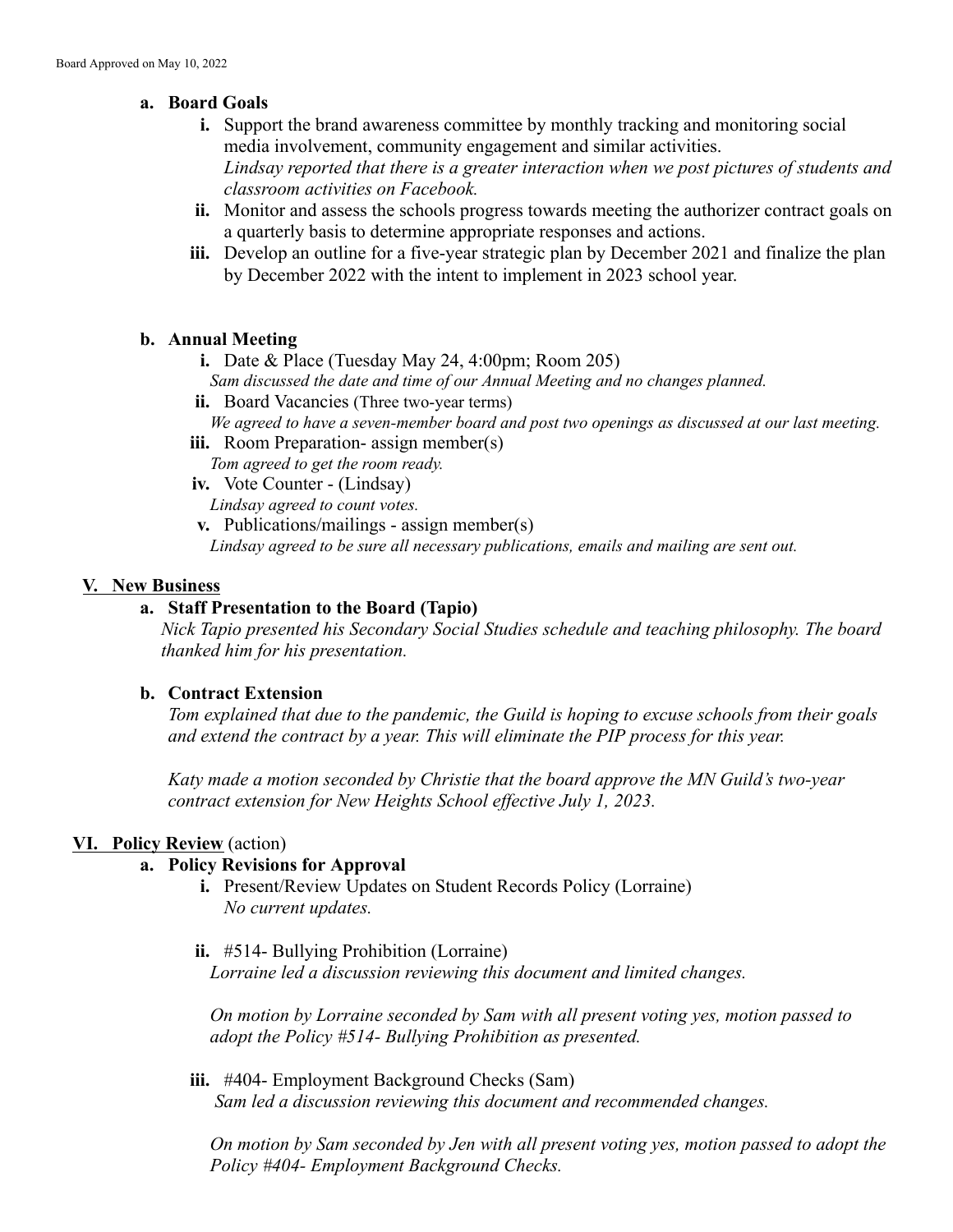a. **Board Goals**
   - i. Support the brand awareness committee by monthly tracking and monitoring social media involvement, community engagement and similar activities.
     *Lindsay reported that there is a greater interaction when we post pictures of students and classroom activities on Facebook.*
   - ii. Monitor and assess the schools progress towards meeting the authorizer contract goals on a quarterly basis to determine appropriate responses and actions.
   - iii. Develop an outline for a five-year strategic plan by December 2021 and finalize the plan by December 2022 with the intent to implement in 2023 school year.

b. **Annual Meeting**
   - i. Date & Place (Tuesday May 24, 4:00pm; Room 205)
     *Sam discussed the date and time of our Annual Meeting and no changes planned.*
   - ii. Board Vacancies (Three two-year terms)
     *We agreed to have a seven-member board and post two openings as discussed at our last meeting.*
   - iii. Room Preparation- assign member(s)
     *Tom agreed to get the room ready.*
   - iv. Vote Counter - (Lindsay)
     *Lindsay agreed to count votes.*
   - v. Publications/mailings - assign member(s)
     *Lindsay agreed to be sure all necessary publications, emails and mailing are sent out.*

## V. New Business

a. **Staff Presentation to the Board (Tapio)**

*Nick Tapio presented his Secondary Social Studies schedule and teaching philosophy. The board thanked him for his presentation.*

b. **Contract Extension**

*Tom explained that due to the pandemic, the Guild is hoping to excuse schools from their goals and extend the contract by a year. This will eliminate the PIP process for this year.*

*Katy made a motion seconded by Christie that the board approve the MN Guild's two-year contract extension for New Heights School effective July 1, 2023.*

## VI. Policy Review (action)

a. **Policy Revisions for Approval**
   - i. Present/Review Updates on Student Records Policy (Lorraine)
     *No current updates.*
   - ii. #514- Bullying Prohibition (Lorraine)
     *Lorraine led a discussion reviewing this document and limited changes.*

     *On motion by Lorraine seconded by Sam with all present voting yes, motion passed to adopt the Policy #514- Bullying Prohibition as presented.*
   - iii. #404- Employment Background Checks (Sam)
     *Sam led a discussion reviewing this document and recommended changes.*

     *On motion by Sam seconded by Jen with all present voting yes, motion passed to adopt the Policy #404- Employment Background Checks.*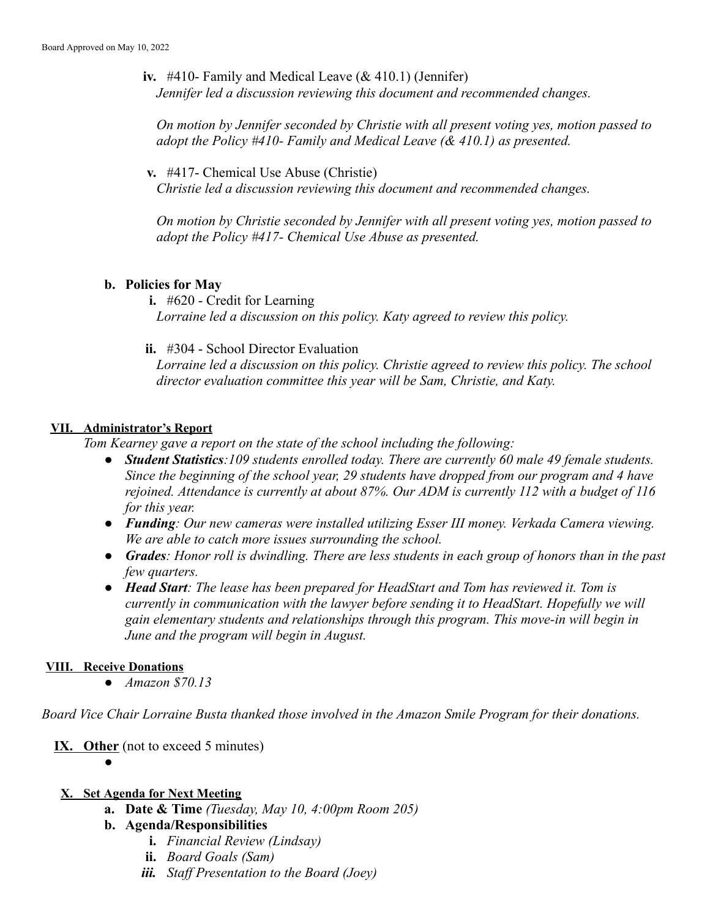**iv.** #410- Family and Medical Leave (& 410.1) (Jennifer)
*Jennifer led a discussion reviewing this document and recommended changes.*

*On motion by Jennifer seconded by Christie with all present voting yes, motion passed to adopt the Policy #410- Family and Medical Leave (& 410.1) as presented.*

**v.** #417- Chemical Use Abuse (Christie)
*Christie led a discussion reviewing this document and recommended changes.*

*On motion by Christie seconded by Jennifer with all present voting yes, motion passed to adopt the Policy #417- Chemical Use Abuse as presented.*

**b. Policies for May**

**i.** #620 - Credit for Learning
*Lorraine led a discussion on this policy. Katy agreed to review this policy.*

**ii.** #304 - School Director Evaluation
*Lorraine led a discussion on this policy. Christie agreed to review this policy. The school director evaluation committee this year will be Sam, Christie, and Katy.*

## VII. Administrator's Report

*Tom Kearney gave a report on the state of the school including the following:*

- ***Student Statistics**:109 students enrolled today. There are currently 60 male 49 female students. Since the beginning of the school year, 29 students have dropped from our program and 4 have rejoined. Attendance is currently at about 87%. Our ADM is currently 112 with a budget of 116 for this year.*
- ***Funding**: Our new cameras were installed utilizing Esser III money. Verkada Camera viewing. We are able to catch more issues surrounding the school.*
- ***Grades**: Honor roll is dwindling. There are less students in each group of honors than in the past few quarters.*
- ***Head Start**: The lease has been prepared for HeadStart and Tom has reviewed it. Tom is currently in communication with the lawyer before sending it to HeadStart. Hopefully we will gain elementary students and relationships through this program. This move-in will begin in June and the program will begin in August.*

## VIII. Receive Donations

- *Amazon $70.13*

*Board Vice Chair Lorraine Busta thanked those involved in the Amazon Smile Program for their donations.*

## IX. Other (not to exceed 5 minutes)

- 

## X. Set Agenda for Next Meeting

**a. Date & Time** *(Tuesday, May 10, 4:00pm Room 205)*

**b. Agenda/Responsibilities**

**i.** *Financial Review (Lindsay)*

**ii.** *Board Goals (Sam)*

***iii.*** *Staff Presentation to the Board (Joey)*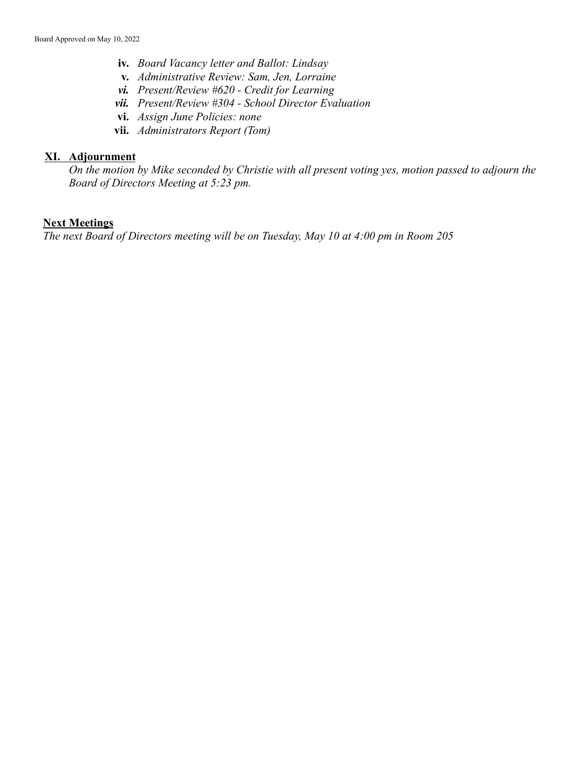- **iv.** *Board Vacancy letter and Ballot: Lindsay*
- **v.** *Administrative Review: Sam, Jen, Lorraine*
- ***vi.*** *Present/Review #620 - Credit for Learning*
- ***vii.*** *Present/Review #304 - School Director Evaluation*
- **vi.** *Assign June Policies: none*
- **vii.** *Administrators Report (Tom)*

## XI. Adjournment

*On the motion by Mike seconded by Christie with all present voting yes, motion passed to adjourn the Board of Directors Meeting at 5:23 pm.*

## Next Meetings

*The next Board of Directors meeting will be on Tuesday, May 10 at 4:00 pm in Room 205*